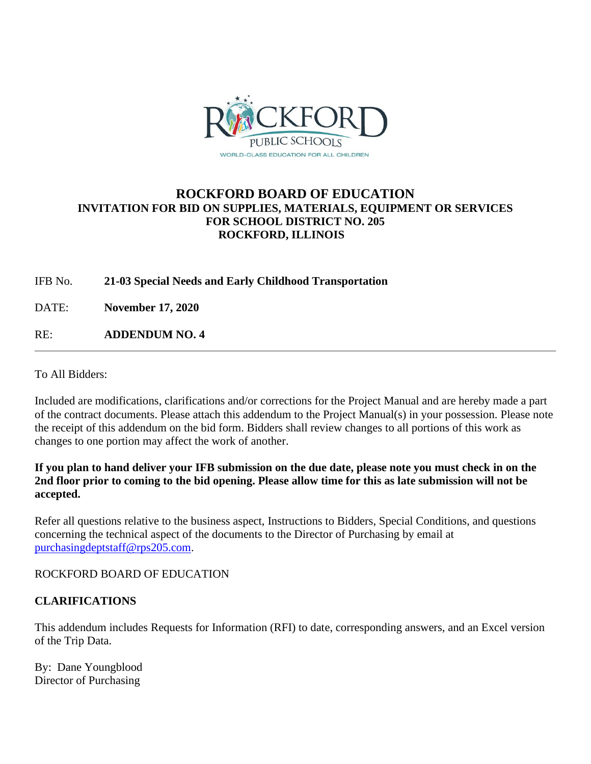# ROCKFORD BOARD OF EDUCATION

## INVITATION FOR BID ON SUPPLIES, MATERIALS, EQUIPMENT OR SERVICES FOR SCHOOL DISTRICT NO. 205 ROCKFORD, ILLINOIS

IFB No. **21-03 Special Needs and Early Childhood Transportation**

DATE: **November 17, 2020**

RE: **ADDENDUM NO. 4**

---

To All Bidders:

Included are modifications, clarifications and/or corrections for the Project Manual and are hereby made a part of the contract documents. Please attach this addendum to the Project Manual(s) in your possession. Please note the receipt of this addendum on the bid form. Bidders shall review changes to all portions of this work as changes to one portion may affect the work of another.

**If you plan to hand deliver your IFB submission on the due date, please note you must check in on the 2nd floor prior to coming to the bid opening. Please allow time for this as late submission will not be accepted.**

Refer all questions relative to the business aspect, Instructions to Bidders, Special Conditions, and questions concerning the technical aspect of the documents to the Director of Purchasing by email at purchasingdeptstaff@rps205.com.

ROCKFORD BOARD OF EDUCATION

**CLARIFICATIONS**

This addendum includes Requests for Information (RFI) to date, corresponding answers, and an Excel version of the Trip Data.

By: Dane Youngblood
Director of Purchasing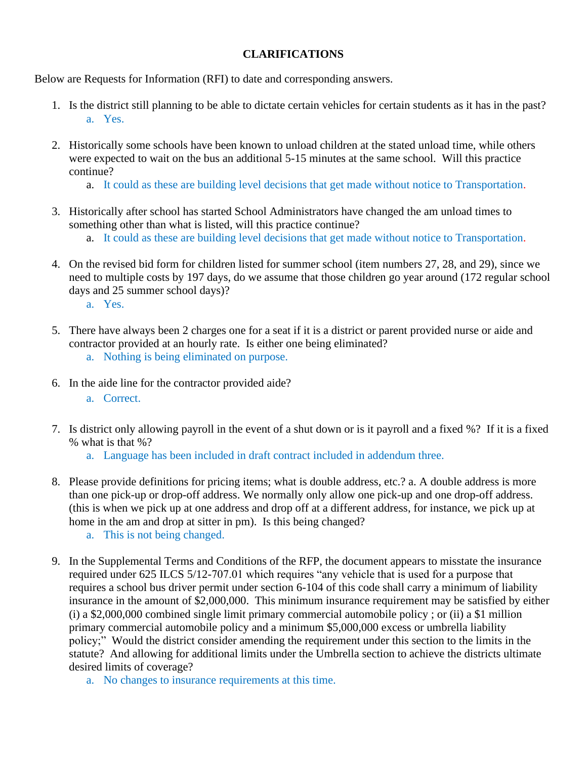# CLARIFICATIONS

Below are Requests for Information (RFI) to date and corresponding answers.

1. Is the district still planning to be able to dictate certain vehicles for certain students as it has in the past?
    a. Yes.

2. Historically some schools have been known to unload children at the stated unload time, while others were expected to wait on the bus an additional 5-15 minutes at the same school. Will this practice continue?
    a. It could as these are building level decisions that get made without notice to Transportation.

3. Historically after school has started School Administrators have changed the am unload times to something other than what is listed, will this practice continue?
    a. It could as these are building level decisions that get made without notice to Transportation.

4. On the revised bid form for children listed for summer school (item numbers 27, 28, and 29), since we need to multiple costs by 197 days, do we assume that those children go year around (172 regular school days and 25 summer school days)?
    a. Yes.

5. There have always been 2 charges one for a seat if it is a district or parent provided nurse or aide and contractor provided at an hourly rate. Is either one being eliminated?
    a. Nothing is being eliminated on purpose.

6. In the aide line for the contractor provided aide?
    a. Correct.

7. Is district only allowing payroll in the event of a shut down or is it payroll and a fixed %? If it is a fixed % what is that %?
    a. Language has been included in draft contract included in addendum three.

8. Please provide definitions for pricing items; what is double address, etc.? a. A double address is more than one pick-up or drop-off address. We normally only allow one pick-up and one drop-off address. (this is when we pick up at one address and drop off at a different address, for instance, we pick up at home in the am and drop at sitter in pm). Is this being changed?
    a. This is not being changed.

9. In the Supplemental Terms and Conditions of the RFP, the document appears to misstate the insurance required under 625 ILCS 5/12-707.01 which requires "any vehicle that is used for a purpose that requires a school bus driver permit under section 6-104 of this code shall carry a minimum of liability insurance in the amount of $2,000,000. This minimum insurance requirement may be satisfied by either (i) a $2,000,000 combined single limit primary commercial automobile policy ; or (ii) a $1 million primary commercial automobile policy and a minimum $5,000,000 excess or umbrella liability policy;" Would the district consider amending the requirement under this section to the limits in the statute? And allowing for additional limits under the Umbrella section to achieve the districts ultimate desired limits of coverage?
    a. No changes to insurance requirements at this time.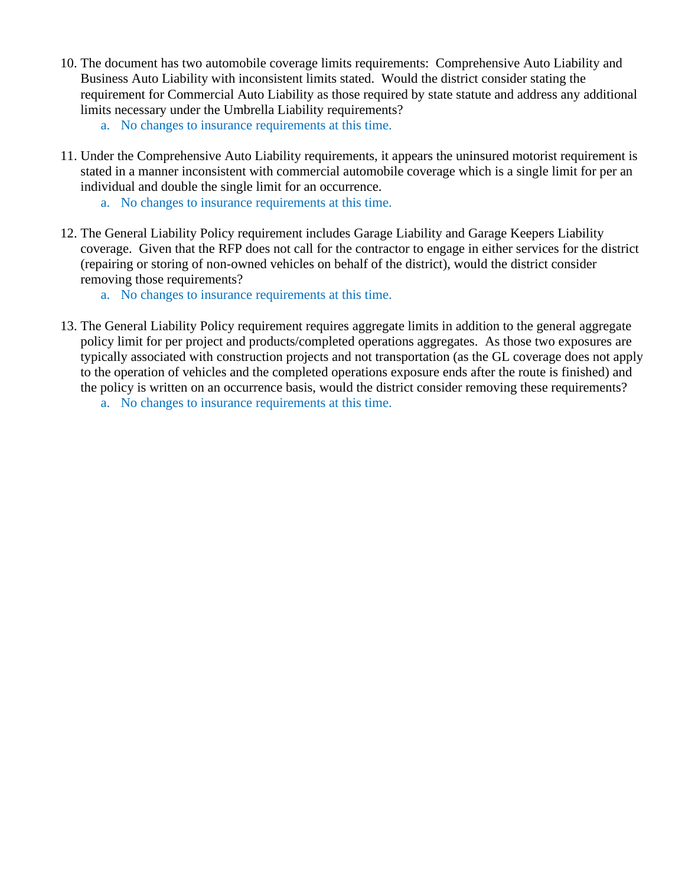10. The document has two automobile coverage limits requirements: Comprehensive Auto Liability and Business Auto Liability with inconsistent limits stated. Would the district consider stating the requirement for Commercial Auto Liability as those required by state statute and address any additional limits necessary under the Umbrella Liability requirements?
    a. No changes to insurance requirements at this time.

11. Under the Comprehensive Auto Liability requirements, it appears the uninsured motorist requirement is stated in a manner inconsistent with commercial automobile coverage which is a single limit for per an individual and double the single limit for an occurrence.
    a. No changes to insurance requirements at this time.

12. The General Liability Policy requirement includes Garage Liability and Garage Keepers Liability coverage. Given that the RFP does not call for the contractor to engage in either services for the district (repairing or storing of non-owned vehicles on behalf of the district), would the district consider removing those requirements?
    a. No changes to insurance requirements at this time.

13. The General Liability Policy requirement requires aggregate limits in addition to the general aggregate policy limit for per project and products/completed operations aggregates. As those two exposures are typically associated with construction projects and not transportation (as the GL coverage does not apply to the operation of vehicles and the completed operations exposure ends after the route is finished) and the policy is written on an occurrence basis, would the district consider removing these requirements?
    a. No changes to insurance requirements at this time.